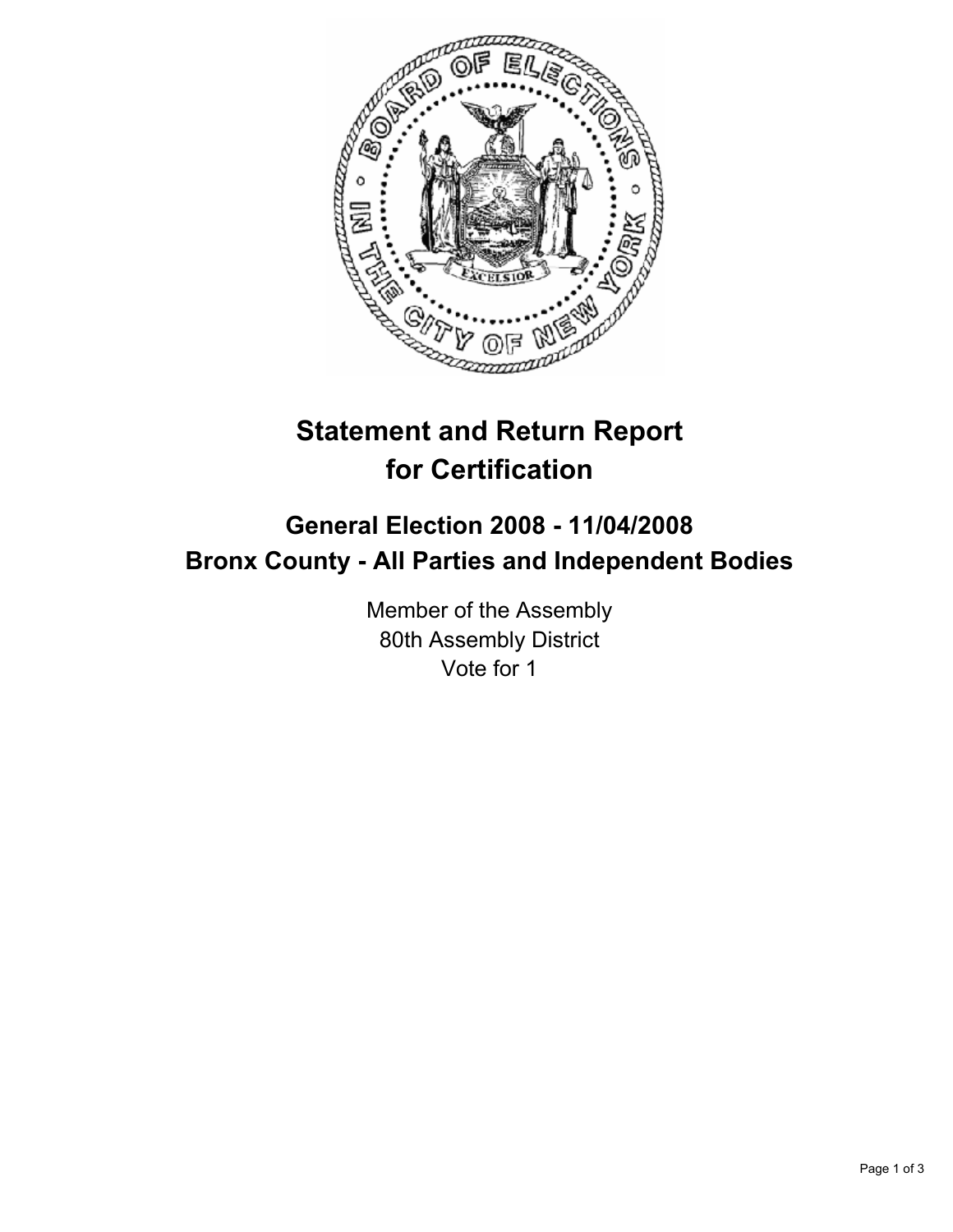# Statement and Return Report for Certification

## General Election 2008 - 11/04/2008
## Bronx County - All Parties and Independent Bodies

Member of the Assembly
80th Assembly District
Vote for 1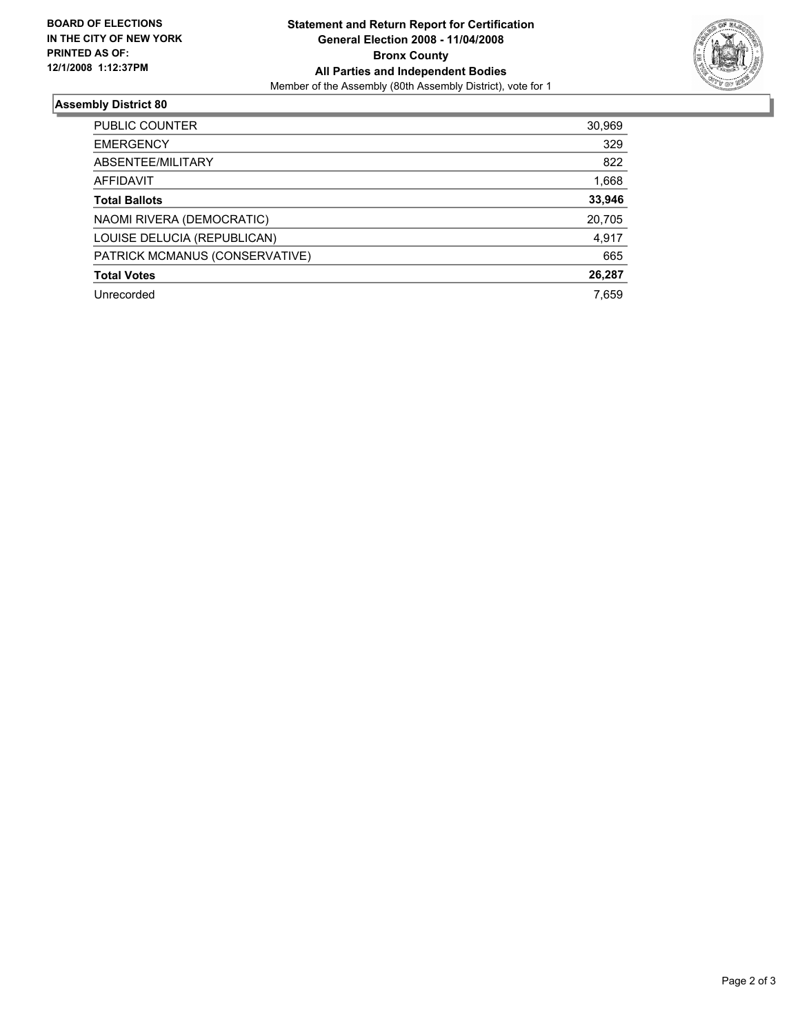**BOARD OF ELECTIONS IN THE CITY OF NEW YORK PRINTED AS OF: 12/1/2008 1:12:37PM**

**Statement and Return Report for Certification**
**General Election 2008 - 11/04/2008**
**Bronx County**
**All Parties and Independent Bodies**
Member of the Assembly (80th Assembly District), vote for 1

### Assembly District 80

| | |
|---|---|
| PUBLIC COUNTER | 30,969 |
| EMERGENCY | 329 |
| ABSENTEE/MILITARY | 822 |
| AFFIDAVIT | 1,668 |
| **Total Ballots** | **33,946** |
| NAOMI RIVERA (DEMOCRATIC) | 20,705 |
| LOUISE DELUCIA (REPUBLICAN) | 4,917 |
| PATRICK MCMANUS (CONSERVATIVE) | 665 |
| **Total Votes** | **26,287** |
| Unrecorded | 7,659 |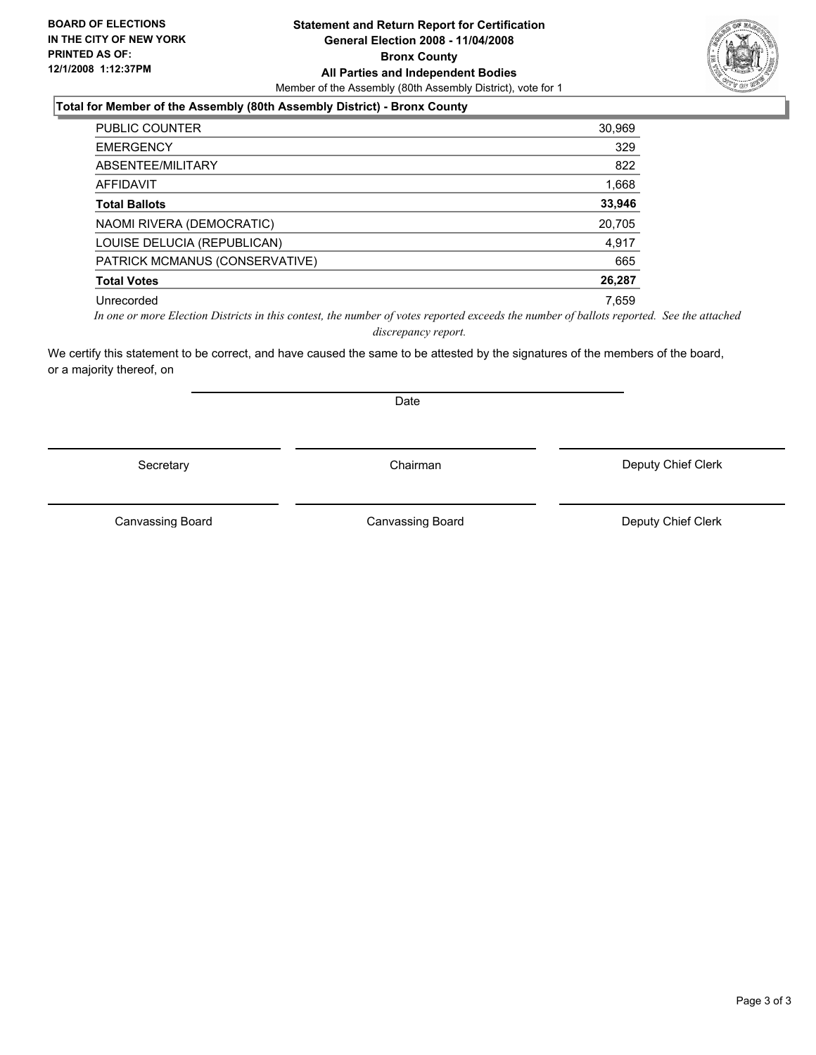**BOARD OF ELECTIONS IN THE CITY OF NEW YORK PRINTED AS OF: 12/1/2008 1:12:37PM**

# Statement and Return Report for Certification
## General Election 2008 - 11/04/2008
## Bronx County
## All Parties and Independent Bodies

Member of the Assembly (80th Assembly District), vote for 1

### Total for Member of the Assembly (80th Assembly District) - Bronx County

| | |
|---|---|
| PUBLIC COUNTER | 30,969 |
| EMERGENCY | 329 |
| ABSENTEE/MILITARY | 822 |
| AFFIDAVIT | 1,668 |
| **Total Ballots** | **33,946** |
| NAOMI RIVERA (DEMOCRATIC) | 20,705 |
| LOUISE DELUCIA (REPUBLICAN) | 4,917 |
| PATRICK MCMANUS (CONSERVATIVE) | 665 |
| **Total Votes** | **26,287** |
| Unrecorded | 7,659 |

*In one or more Election Districts in this contest, the number of votes reported exceeds the number of ballots reported. See the attached discrepancy report.*

We certify this statement to be correct, and have caused the same to be attested by the signatures of the members of the board, or a majority thereof, on

Date

| | | |
|---|---|---|
| Secretary | Chairman | Deputy Chief Clerk |
| Canvassing Board | Canvassing Board | Deputy Chief Clerk |